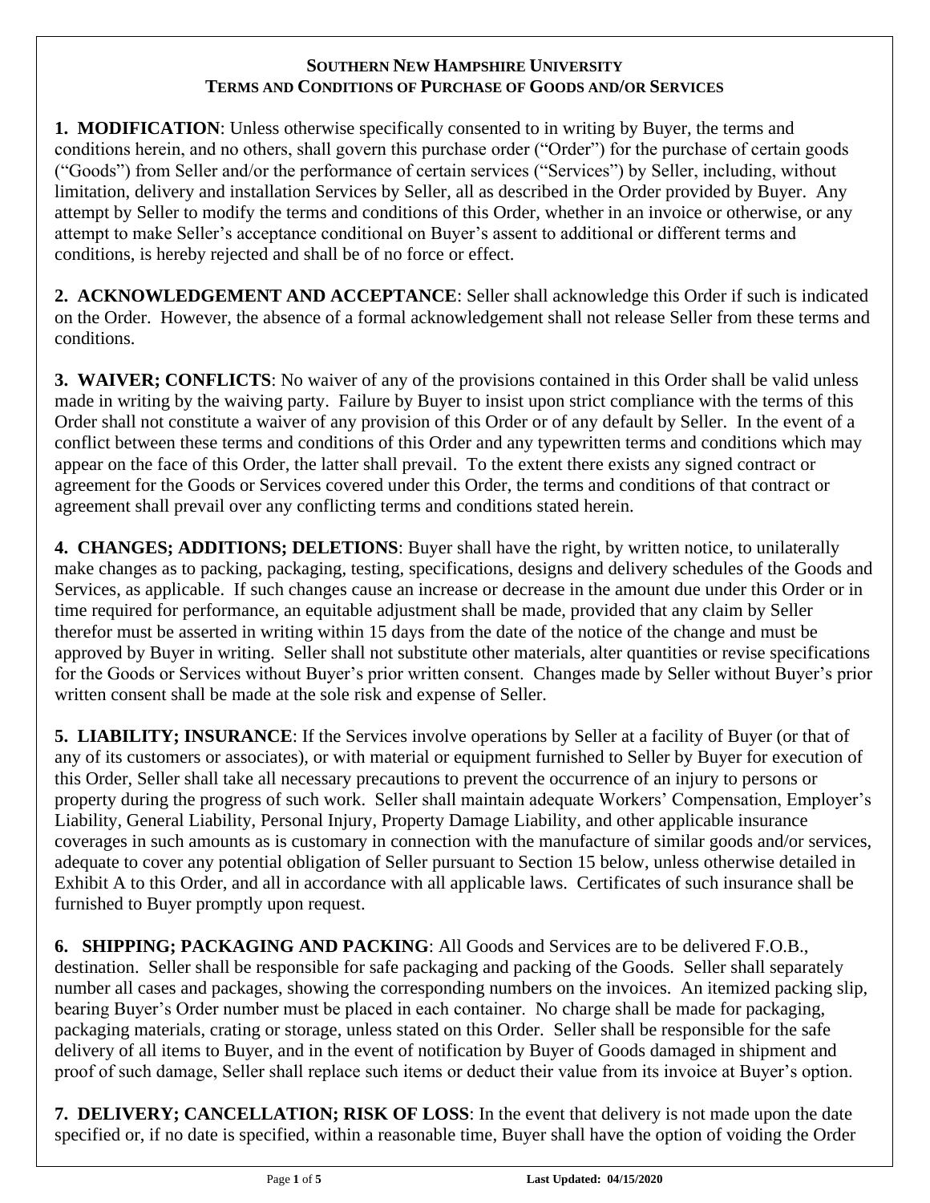# SOUTHERN NEW HAMPSHIRE UNIVERSITY
## TERMS AND CONDITIONS OF PURCHASE OF GOODS AND/OR SERVICES

**1. MODIFICATION**: Unless otherwise specifically consented to in writing by Buyer, the terms and conditions herein, and no others, shall govern this purchase order ("Order") for the purchase of certain goods ("Goods") from Seller and/or the performance of certain services ("Services") by Seller, including, without limitation, delivery and installation Services by Seller, all as described in the Order provided by Buyer. Any attempt by Seller to modify the terms and conditions of this Order, whether in an invoice or otherwise, or any attempt to make Seller's acceptance conditional on Buyer's assent to additional or different terms and conditions, is hereby rejected and shall be of no force or effect.

**2. ACKNOWLEDGEMENT AND ACCEPTANCE**: Seller shall acknowledge this Order if such is indicated on the Order. However, the absence of a formal acknowledgement shall not release Seller from these terms and conditions.

**3. WAIVER; CONFLICTS**: No waiver of any of the provisions contained in this Order shall be valid unless made in writing by the waiving party. Failure by Buyer to insist upon strict compliance with the terms of this Order shall not constitute a waiver of any provision of this Order or of any default by Seller. In the event of a conflict between these terms and conditions of this Order and any typewritten terms and conditions which may appear on the face of this Order, the latter shall prevail. To the extent there exists any signed contract or agreement for the Goods or Services covered under this Order, the terms and conditions of that contract or agreement shall prevail over any conflicting terms and conditions stated herein.

**4. CHANGES; ADDITIONS; DELETIONS**: Buyer shall have the right, by written notice, to unilaterally make changes as to packing, packaging, testing, specifications, designs and delivery schedules of the Goods and Services, as applicable. If such changes cause an increase or decrease in the amount due under this Order or in time required for performance, an equitable adjustment shall be made, provided that any claim by Seller therefor must be asserted in writing within 15 days from the date of the notice of the change and must be approved by Buyer in writing. Seller shall not substitute other materials, alter quantities or revise specifications for the Goods or Services without Buyer's prior written consent. Changes made by Seller without Buyer's prior written consent shall be made at the sole risk and expense of Seller.

**5. LIABILITY; INSURANCE**: If the Services involve operations by Seller at a facility of Buyer (or that of any of its customers or associates), or with material or equipment furnished to Seller by Buyer for execution of this Order, Seller shall take all necessary precautions to prevent the occurrence of an injury to persons or property during the progress of such work. Seller shall maintain adequate Workers' Compensation, Employer's Liability, General Liability, Personal Injury, Property Damage Liability, and other applicable insurance coverages in such amounts as is customary in connection with the manufacture of similar goods and/or services, adequate to cover any potential obligation of Seller pursuant to Section 15 below, unless otherwise detailed in Exhibit A to this Order, and all in accordance with all applicable laws. Certificates of such insurance shall be furnished to Buyer promptly upon request.

**6. SHIPPING; PACKAGING AND PACKING**: All Goods and Services are to be delivered F.O.B., destination. Seller shall be responsible for safe packaging and packing of the Goods. Seller shall separately number all cases and packages, showing the corresponding numbers on the invoices. An itemized packing slip, bearing Buyer's Order number must be placed in each container. No charge shall be made for packaging, packaging materials, crating or storage, unless stated on this Order. Seller shall be responsible for the safe delivery of all items to Buyer, and in the event of notification by Buyer of Goods damaged in shipment and proof of such damage, Seller shall replace such items or deduct their value from its invoice at Buyer's option.

**7. DELIVERY; CANCELLATION; RISK OF LOSS**: In the event that delivery is not made upon the date specified or, if no date is specified, within a reasonable time, Buyer shall have the option of voiding the Order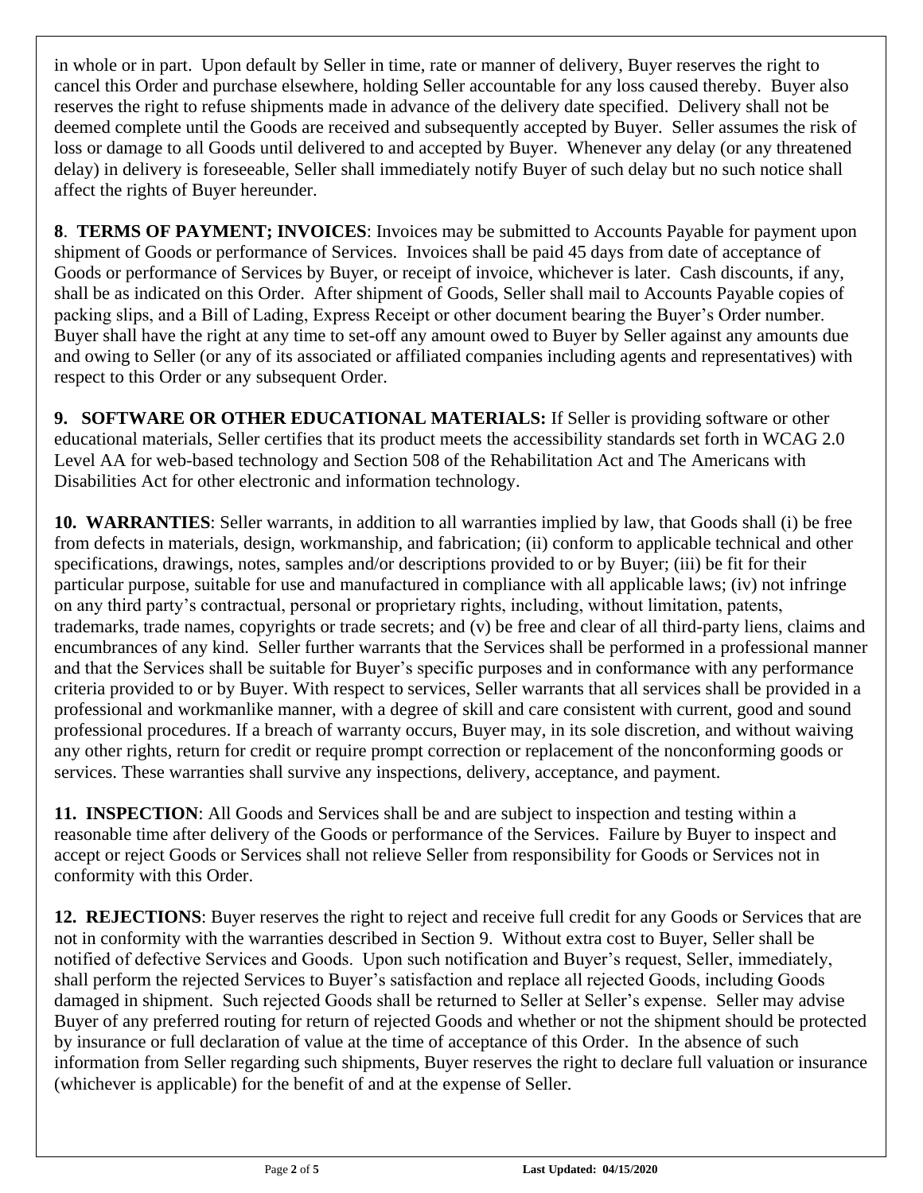in whole or in part. Upon default by Seller in time, rate or manner of delivery, Buyer reserves the right to cancel this Order and purchase elsewhere, holding Seller accountable for any loss caused thereby. Buyer also reserves the right to refuse shipments made in advance of the delivery date specified. Delivery shall not be deemed complete until the Goods are received and subsequently accepted by Buyer. Seller assumes the risk of loss or damage to all Goods until delivered to and accepted by Buyer. Whenever any delay (or any threatened delay) in delivery is foreseeable, Seller shall immediately notify Buyer of such delay but no such notice shall affect the rights of Buyer hereunder.

**8**. **TERMS OF PAYMENT; INVOICES**: Invoices may be submitted to Accounts Payable for payment upon shipment of Goods or performance of Services. Invoices shall be paid 45 days from date of acceptance of Goods or performance of Services by Buyer, or receipt of invoice, whichever is later. Cash discounts, if any, shall be as indicated on this Order. After shipment of Goods, Seller shall mail to Accounts Payable copies of packing slips, and a Bill of Lading, Express Receipt or other document bearing the Buyer's Order number. Buyer shall have the right at any time to set-off any amount owed to Buyer by Seller against any amounts due and owing to Seller (or any of its associated or affiliated companies including agents and representatives) with respect to this Order or any subsequent Order.

**9. SOFTWARE OR OTHER EDUCATIONAL MATERIALS:** If Seller is providing software or other educational materials, Seller certifies that its product meets the accessibility standards set forth in WCAG 2.0 Level AA for web-based technology and Section 508 of the Rehabilitation Act and The Americans with Disabilities Act for other electronic and information technology.

**10. WARRANTIES**: Seller warrants, in addition to all warranties implied by law, that Goods shall (i) be free from defects in materials, design, workmanship, and fabrication; (ii) conform to applicable technical and other specifications, drawings, notes, samples and/or descriptions provided to or by Buyer; (iii) be fit for their particular purpose, suitable for use and manufactured in compliance with all applicable laws; (iv) not infringe on any third party's contractual, personal or proprietary rights, including, without limitation, patents, trademarks, trade names, copyrights or trade secrets; and (v) be free and clear of all third-party liens, claims and encumbrances of any kind. Seller further warrants that the Services shall be performed in a professional manner and that the Services shall be suitable for Buyer's specific purposes and in conformance with any performance criteria provided to or by Buyer. With respect to services, Seller warrants that all services shall be provided in a professional and workmanlike manner, with a degree of skill and care consistent with current, good and sound professional procedures. If a breach of warranty occurs, Buyer may, in its sole discretion, and without waiving any other rights, return for credit or require prompt correction or replacement of the nonconforming goods or services. These warranties shall survive any inspections, delivery, acceptance, and payment.

**11. INSPECTION**: All Goods and Services shall be and are subject to inspection and testing within a reasonable time after delivery of the Goods or performance of the Services. Failure by Buyer to inspect and accept or reject Goods or Services shall not relieve Seller from responsibility for Goods or Services not in conformity with this Order.

**12. REJECTIONS**: Buyer reserves the right to reject and receive full credit for any Goods or Services that are not in conformity with the warranties described in Section 9. Without extra cost to Buyer, Seller shall be notified of defective Services and Goods. Upon such notification and Buyer's request, Seller, immediately, shall perform the rejected Services to Buyer's satisfaction and replace all rejected Goods, including Goods damaged in shipment. Such rejected Goods shall be returned to Seller at Seller's expense. Seller may advise Buyer of any preferred routing for return of rejected Goods and whether or not the shipment should be protected by insurance or full declaration of value at the time of acceptance of this Order. In the absence of such information from Seller regarding such shipments, Buyer reserves the right to declare full valuation or insurance (whichever is applicable) for the benefit of and at the expense of Seller.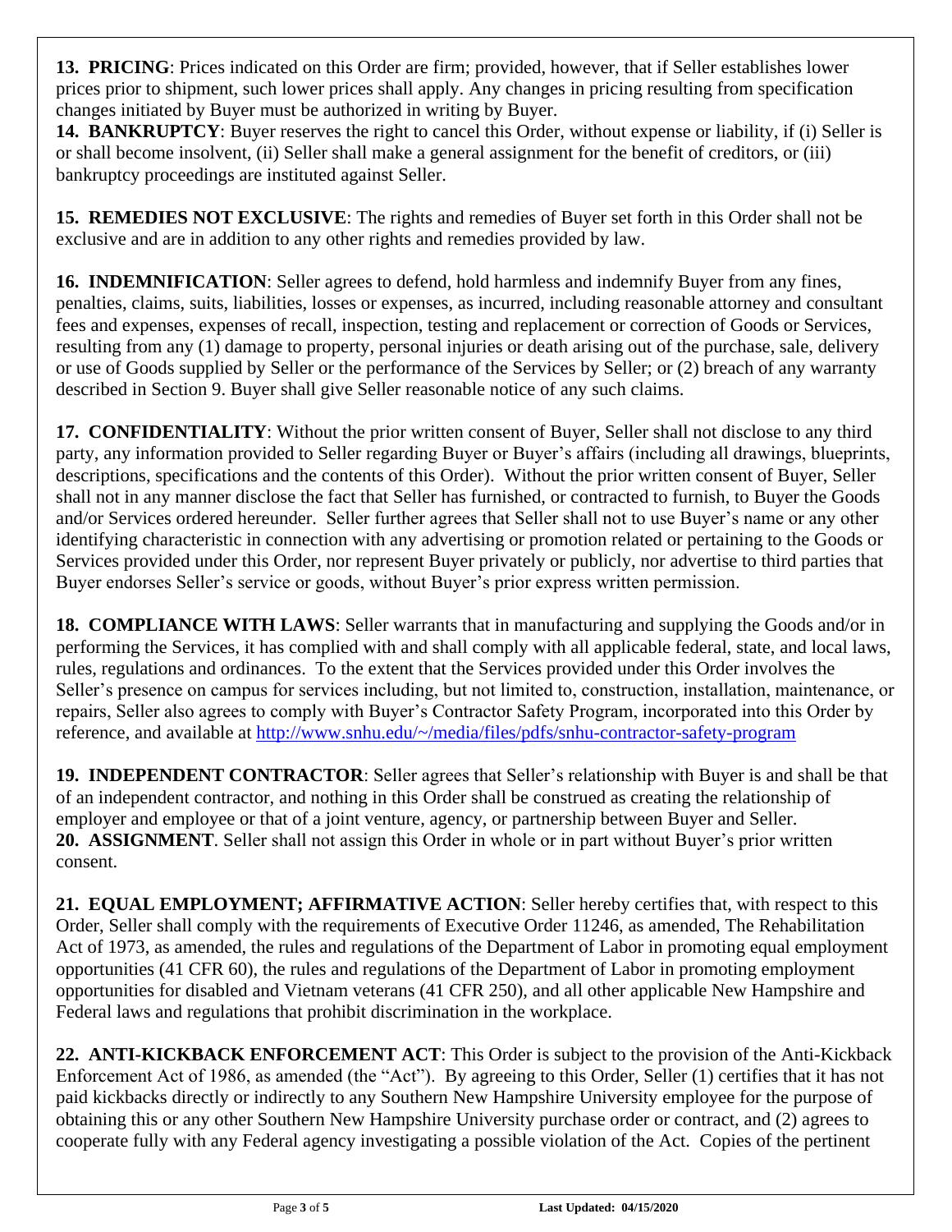**13. PRICING**: Prices indicated on this Order are firm; provided, however, that if Seller establishes lower prices prior to shipment, such lower prices shall apply. Any changes in pricing resulting from specification changes initiated by Buyer must be authorized in writing by Buyer.

**14. BANKRUPTCY**: Buyer reserves the right to cancel this Order, without expense or liability, if (i) Seller is or shall become insolvent, (ii) Seller shall make a general assignment for the benefit of creditors, or (iii) bankruptcy proceedings are instituted against Seller.

**15. REMEDIES NOT EXCLUSIVE**: The rights and remedies of Buyer set forth in this Order shall not be exclusive and are in addition to any other rights and remedies provided by law.

**16. INDEMNIFICATION**: Seller agrees to defend, hold harmless and indemnify Buyer from any fines, penalties, claims, suits, liabilities, losses or expenses, as incurred, including reasonable attorney and consultant fees and expenses, expenses of recall, inspection, testing and replacement or correction of Goods or Services, resulting from any (1) damage to property, personal injuries or death arising out of the purchase, sale, delivery or use of Goods supplied by Seller or the performance of the Services by Seller; or (2) breach of any warranty described in Section 9. Buyer shall give Seller reasonable notice of any such claims.

**17. CONFIDENTIALITY**: Without the prior written consent of Buyer, Seller shall not disclose to any third party, any information provided to Seller regarding Buyer or Buyer's affairs (including all drawings, blueprints, descriptions, specifications and the contents of this Order). Without the prior written consent of Buyer, Seller shall not in any manner disclose the fact that Seller has furnished, or contracted to furnish, to Buyer the Goods and/or Services ordered hereunder. Seller further agrees that Seller shall not to use Buyer's name or any other identifying characteristic in connection with any advertising or promotion related or pertaining to the Goods or Services provided under this Order, nor represent Buyer privately or publicly, nor advertise to third parties that Buyer endorses Seller's service or goods, without Buyer's prior express written permission.

**18. COMPLIANCE WITH LAWS**: Seller warrants that in manufacturing and supplying the Goods and/or in performing the Services, it has complied with and shall comply with all applicable federal, state, and local laws, rules, regulations and ordinances. To the extent that the Services provided under this Order involves the Seller's presence on campus for services including, but not limited to, construction, installation, maintenance, or repairs, Seller also agrees to comply with Buyer's Contractor Safety Program, incorporated into this Order by reference, and available at http://www.snhu.edu/~/media/files/pdfs/snhu-contractor-safety-program

**19. INDEPENDENT CONTRACTOR**: Seller agrees that Seller's relationship with Buyer is and shall be that of an independent contractor, and nothing in this Order shall be construed as creating the relationship of employer and employee or that of a joint venture, agency, or partnership between Buyer and Seller.

**20. ASSIGNMENT**. Seller shall not assign this Order in whole or in part without Buyer's prior written consent.

**21. EQUAL EMPLOYMENT; AFFIRMATIVE ACTION**: Seller hereby certifies that, with respect to this Order, Seller shall comply with the requirements of Executive Order 11246, as amended, The Rehabilitation Act of 1973, as amended, the rules and regulations of the Department of Labor in promoting equal employment opportunities (41 CFR 60), the rules and regulations of the Department of Labor in promoting employment opportunities for disabled and Vietnam veterans (41 CFR 250), and all other applicable New Hampshire and Federal laws and regulations that prohibit discrimination in the workplace.

**22. ANTI-KICKBACK ENFORCEMENT ACT**: This Order is subject to the provision of the Anti-Kickback Enforcement Act of 1986, as amended (the "Act"). By agreeing to this Order, Seller (1) certifies that it has not paid kickbacks directly or indirectly to any Southern New Hampshire University employee for the purpose of obtaining this or any other Southern New Hampshire University purchase order or contract, and (2) agrees to cooperate fully with any Federal agency investigating a possible violation of the Act. Copies of the pertinent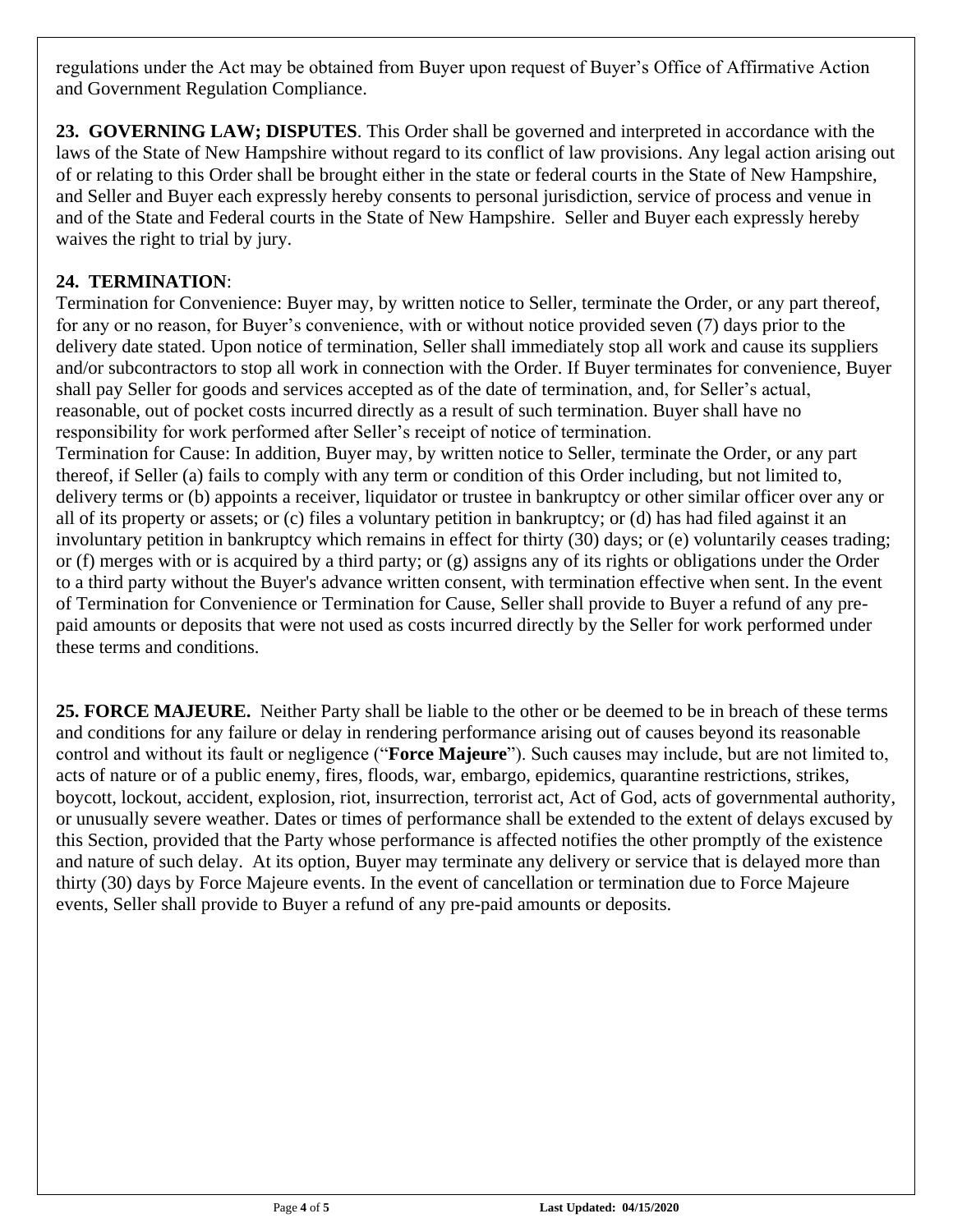regulations under the Act may be obtained from Buyer upon request of Buyer's Office of Affirmative Action and Government Regulation Compliance.

**23. GOVERNING LAW; DISPUTES**. This Order shall be governed and interpreted in accordance with the laws of the State of New Hampshire without regard to its conflict of law provisions. Any legal action arising out of or relating to this Order shall be brought either in the state or federal courts in the State of New Hampshire, and Seller and Buyer each expressly hereby consents to personal jurisdiction, service of process and venue in and of the State and Federal courts in the State of New Hampshire. Seller and Buyer each expressly hereby waives the right to trial by jury.

**24. TERMINATION**:

Termination for Convenience: Buyer may, by written notice to Seller, terminate the Order, or any part thereof, for any or no reason, for Buyer's convenience, with or without notice provided seven (7) days prior to the delivery date stated. Upon notice of termination, Seller shall immediately stop all work and cause its suppliers and/or subcontractors to stop all work in connection with the Order. If Buyer terminates for convenience, Buyer shall pay Seller for goods and services accepted as of the date of termination, and, for Seller's actual, reasonable, out of pocket costs incurred directly as a result of such termination. Buyer shall have no responsibility for work performed after Seller's receipt of notice of termination.

Termination for Cause: In addition, Buyer may, by written notice to Seller, terminate the Order, or any part thereof, if Seller (a) fails to comply with any term or condition of this Order including, but not limited to, delivery terms or (b) appoints a receiver, liquidator or trustee in bankruptcy or other similar officer over any or all of its property or assets; or (c) files a voluntary petition in bankruptcy; or (d) has had filed against it an involuntary petition in bankruptcy which remains in effect for thirty (30) days; or (e) voluntarily ceases trading; or (f) merges with or is acquired by a third party; or (g) assigns any of its rights or obligations under the Order to a third party without the Buyer's advance written consent, with termination effective when sent. In the event of Termination for Convenience or Termination for Cause, Seller shall provide to Buyer a refund of any pre-paid amounts or deposits that were not used as costs incurred directly by the Seller for work performed under these terms and conditions.

**25. FORCE MAJEURE.** Neither Party shall be liable to the other or be deemed to be in breach of these terms and conditions for any failure or delay in rendering performance arising out of causes beyond its reasonable control and without its fault or negligence ("**Force Majeure**"). Such causes may include, but are not limited to, acts of nature or of a public enemy, fires, floods, war, embargo, epidemics, quarantine restrictions, strikes, boycott, lockout, accident, explosion, riot, insurrection, terrorist act, Act of God, acts of governmental authority, or unusually severe weather. Dates or times of performance shall be extended to the extent of delays excused by this Section, provided that the Party whose performance is affected notifies the other promptly of the existence and nature of such delay. At its option, Buyer may terminate any delivery or service that is delayed more than thirty (30) days by Force Majeure events. In the event of cancellation or termination due to Force Majeure events, Seller shall provide to Buyer a refund of any pre-paid amounts or deposits.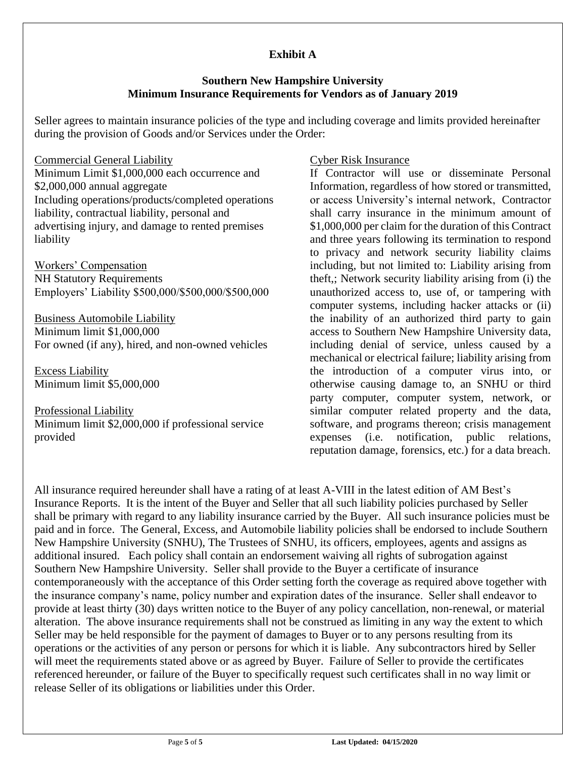**Exhibit A**

**Southern New Hampshire University**
**Minimum Insurance Requirements for Vendors as of January 2019**

Seller agrees to maintain insurance policies of the type and including coverage and limits provided hereinafter during the provision of Goods and/or Services under the Order:

Commercial General Liability
Minimum Limit $1,000,000 each occurrence and $2,000,000 annual aggregate
Including operations/products/completed operations liability, contractual liability, personal and advertising injury, and damage to rented premises liability

Workers' Compensation
NH Statutory Requirements
Employers' Liability $500,000/$500,000/$500,000

Business Automobile Liability
Minimum limit $1,000,000
For owned (if any), hired, and non-owned vehicles

Excess Liability
Minimum limit $5,000,000

Professional Liability
Minimum limit $2,000,000 if professional service provided

Cyber Risk Insurance
If Contractor will use or disseminate Personal Information, regardless of how stored or transmitted, or access University's internal network, Contractor shall carry insurance in the minimum amount of $1,000,000 per claim for the duration of this Contract and three years following its termination to respond to privacy and network security liability claims including, but not limited to: Liability arising from theft,; Network security liability arising from (i) the unauthorized access to, use of, or tampering with computer systems, including hacker attacks or (ii) the inability of an authorized third party to gain access to Southern New Hampshire University data, including denial of service, unless caused by a mechanical or electrical failure; liability arising from the introduction of a computer virus into, or otherwise causing damage to, an SNHU or third party computer, computer system, network, or similar computer related property and the data, software, and programs thereon; crisis management expenses (i.e. notification, public relations, reputation damage, forensics, etc.) for a data breach.

All insurance required hereunder shall have a rating of at least A-VIII in the latest edition of AM Best's Insurance Reports. It is the intent of the Buyer and Seller that all such liability policies purchased by Seller shall be primary with regard to any liability insurance carried by the Buyer. All such insurance policies must be paid and in force. The General, Excess, and Automobile liability policies shall be endorsed to include Southern New Hampshire University (SNHU), The Trustees of SNHU, its officers, employees, agents and assigns as additional insured. Each policy shall contain an endorsement waiving all rights of subrogation against Southern New Hampshire University. Seller shall provide to the Buyer a certificate of insurance contemporaneously with the acceptance of this Order setting forth the coverage as required above together with the insurance company's name, policy number and expiration dates of the insurance. Seller shall endeavor to provide at least thirty (30) days written notice to the Buyer of any policy cancellation, non-renewal, or material alteration. The above insurance requirements shall not be construed as limiting in any way the extent to which Seller may be held responsible for the payment of damages to Buyer or to any persons resulting from its operations or the activities of any person or persons for which it is liable. Any subcontractors hired by Seller will meet the requirements stated above or as agreed by Buyer. Failure of Seller to provide the certificates referenced hereunder, or failure of the Buyer to specifically request such certificates shall in no way limit or release Seller of its obligations or liabilities under this Order.

**Last Updated: 04/15/2020**